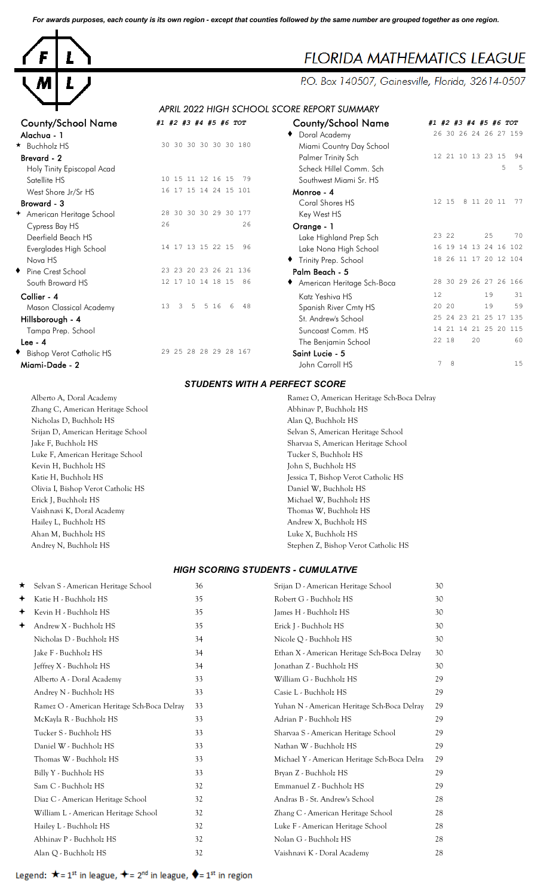*For awards purposes, each county is its own region - except that counties followed by the same number are grouped together as one region.*

# FLORIDA MATHEMATICS LEAGUE

P.O. Box 140507, Gainesville, Florida, 32614-0507

## APRIL 2022 HIGH SCHOOL SCORE REPORT SUMMARY

| County/School Name | #1 | #2 | #3 | #4 | #5 | #6 | TOT |
|---|---|---|---|---|---|---|---|
| **Alachua - 1** | | | | | | | |
| ★ Buchholz HS | 30 | 30 | 30 | 30 | 30 | 30 | 180 |
| **Brevard - 2** | | | | | | | |
| Holy Trinity Episcopal Acad | | | | | | | |
| Satellite HS | 10 | 15 | 11 | 12 | 16 | 15 | 79 |
| West Shore Jr/Sr HS | 16 | 17 | 15 | 14 | 24 | 15 | 101 |
| **Broward - 3** | | | | | | | |
| ✦ American Heritage School | 28 | 30 | 30 | 30 | 29 | 30 | 177 |
| Cypress Bay HS | 26 | | | | | | 26 |
| Deerfield Beach HS | | | | | | | |
| Everglades High School | 14 | 17 | 13 | 15 | 22 | 15 | 96 |
| Nova HS | | | | | | | |
| ♦ Pine Crest School | 23 | 23 | 20 | 23 | 26 | 21 | 136 |
| South Broward HS | 12 | 17 | 10 | 14 | 18 | 15 | 86 |
| **Collier - 4** | | | | | | | |
| Mason Classical Academy | 13 | 3 | 5 | 5 | 16 | 6 | 48 |
| **Hillsborough - 4** | | | | | | | |
| Tampa Prep. School | | | | | | | |
| **Lee - 4** | | | | | | | |
| ♦ Bishop Verot Catholic HS | 29 | 25 | 28 | 28 | 29 | 28 | 167 |
| **Miami-Dade - 2** | | | | | | | |
| ♦ Doral Academy | 26 | 30 | 26 | 24 | 26 | 27 | 159 |
| Miami Country Day School | | | | | | | |
| Palmer Trinity Sch | 12 | 21 | 10 | 13 | 23 | 15 | 94 |
| Scheck Hillel Comm. Sch | | | | | | 5 | 5 |
| Southwest Miami Sr. HS | | | | | | | |
| **Monroe - 4** | | | | | | | |
| Coral Shores HS | 12 | 15 | 8 | 11 | 20 | 11 | 77 |
| Key West HS | | | | | | | |
| **Orange - 1** | | | | | | | |
| Lake Highland Prep Sch | 23 | 22 | | | 25 | | 70 |
| Lake Nona High School | 16 | 19 | 14 | 13 | 24 | 16 | 102 |
| ♦ Trinity Prep. School | 18 | 26 | 11 | 17 | 20 | 12 | 104 |
| **Palm Beach - 5** | | | | | | | |
| ♦ American Heritage Sch-Boca | 28 | 30 | 29 | 26 | 27 | 26 | 166 |
| Katz Yeshiva HS | 12 | | | | | 19 | 31 |
| Spanish River Cmty HS | 20 | 20 | | | | 19 | 59 |
| St. Andrew's School | 25 | 24 | 23 | 21 | 25 | 17 | 135 |
| Suncoast Comm. HS | 14 | 21 | 14 | 21 | 25 | 20 | 115 |
| The Benjamin School | 22 | 18 | | 20 | | | 60 |
| **Saint Lucie - 5** | | | | | | | |
| John Carroll HS | 7 | 8 | | | | | 15 |

### STUDENTS WITH A PERFECT SCORE

- Alberto A, Doral Academy
- Zhang C, American Heritage School
- Nicholas D, Buchholz HS
- Srijan D, American Heritage School
- Jake F, Buchholz HS
- Luke F, American Heritage School
- Kevin H, Buchholz HS
- Katie H, Buchholz HS
- Olivia I, Bishop Verot Catholic HS
- Erick J, Buchholz HS
- Vaishnavi K, Doral Academy
- Hailey L, Buchholz HS
- Ahan M, Buchholz HS
- Andrey N, Buchholz HS
- Ramez O, American Heritage Sch-Boca Delray
- Abhinav P, Buchholz HS
- Alan Q, Buchholz HS
- Selvan S, American Heritage School
- Sharvaa S, American Heritage School
- Tucker S, Buchholz HS
- John S, Buchholz HS
- Jessica T, Bishop Verot Catholic HS
- Daniel W, Buchholz HS
- Michael W, Buchholz HS
- Thomas W, Buchholz HS
- Andrew X, Buchholz HS
- Luke X, Buchholz HS
- Stephen Z, Bishop Verot Catholic HS

### HIGH SCORING STUDENTS - CUMULATIVE

| Student | Score |
|---|---|
| ★ Selvan S - American Heritage School | 36 |
| ✦ Katie H - Buchholz HS | 35 |
| ✦ Kevin H - Buchholz HS | 35 |
| ✦ Andrew X - Buchholz HS | 35 |
| Nicholas D - Buchholz HS | 34 |
| Jake F - Buchholz HS | 34 |
| Jeffrey X - Buchholz HS | 34 |
| Alberto A - Doral Academy | 33 |
| Andrey N - Buchholz HS | 33 |
| Ramez O - American Heritage Sch-Boca Delray | 33 |
| McKayla R - Buchholz HS | 33 |
| Tucker S - Buchholz HS | 33 |
| Daniel W - Buchholz HS | 33 |
| Thomas W - Buchholz HS | 33 |
| Billy Y - Buchholz HS | 33 |
| Sam C - Buchholz HS | 32 |
| Diaz C - American Heritage School | 32 |
| William L - American Heritage School | 32 |
| Hailey L - Buchholz HS | 32 |
| Abhinav P - Buchholz HS | 32 |
| Alan Q - Buchholz HS | 32 |
| Srijan D - American Heritage School | 30 |
| Robert G - Buchholz HS | 30 |
| James H - Buchholz HS | 30 |
| Erick J - Buchholz HS | 30 |
| Nicole Q - Buchholz HS | 30 |
| Ethan X - American Heritage Sch-Boca Delray | 30 |
| Jonathan Z - Buchholz HS | 30 |
| William G - Buchholz HS | 29 |
| Casie L - Buchholz HS | 29 |
| Yuhan N - American Heritage Sch-Boca Delray | 29 |
| Adrian P - Buchholz HS | 29 |
| Sharvaa S - American Heritage School | 29 |
| Nathan W - Buchholz HS | 29 |
| Michael Y - American Heritage Sch-Boca Delra | 29 |
| Bryan Z - Buchholz HS | 29 |
| Emmanuel Z - Buchholz HS | 29 |
| Andras B - St. Andrew's School | 28 |
| Zhang C - American Heritage School | 28 |
| Luke F - American Heritage School | 28 |
| Nolan G - Buchholz HS | 28 |
| Vaishnavi K - Doral Academy | 28 |

Legend: ★ = 1st in league, ✦ = 2nd in league, ♦ = 1st in region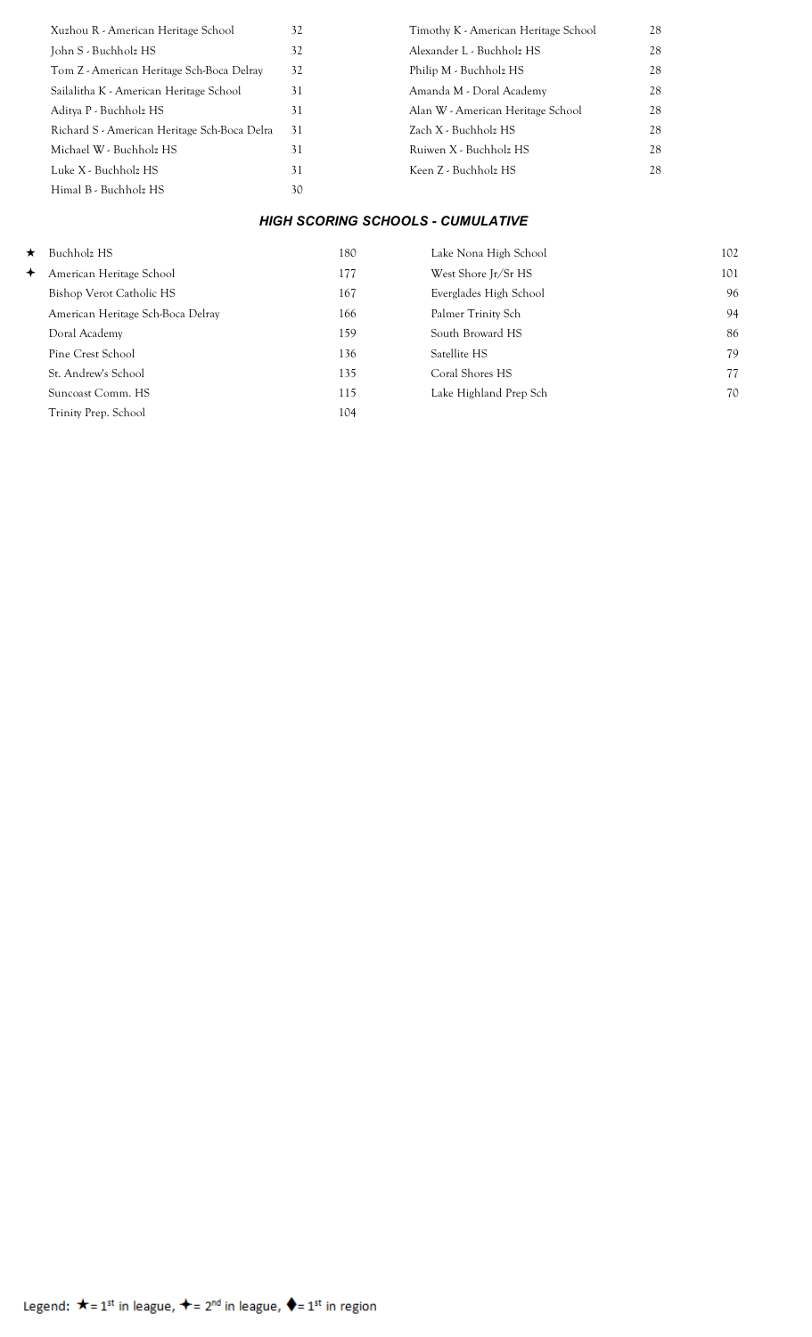| | | | |
|---|---|---|---|
| Xuzhou R - American Heritage School | 32 | Timothy K - American Heritage School | 28 |
| John S - Buchholz HS | 32 | Alexander L - Buchholz HS | 28 |
| Tom Z - American Heritage Sch-Boca Delray | 32 | Philip M - Buchholz HS | 28 |
| Sailalitha K - American Heritage School | 31 | Amanda M - Doral Academy | 28 |
| Aditya P - Buchholz HS | 31 | Alan W - American Heritage School | 28 |
| Richard S - American Heritage Sch-Boca Delra | 31 | Zach X - Buchholz HS | 28 |
| Michael W - Buchholz HS | 31 | Ruiwen X - Buchholz HS | 28 |
| Luke X - Buchholz HS | 31 | Keen Z - Buchholz HS | 28 |
| Himal B - Buchholz HS | 30 | | |

## *HIGH SCORING SCHOOLS - CUMULATIVE*

| | | | | |
|---|---|---|---|---|
| ★ | Buchholz HS | 180 | Lake Nona High School | 102 |
| ✦ | American Heritage School | 177 | West Shore Jr/Sr HS | 101 |
| | Bishop Verot Catholic HS | 167 | Everglades High School | 96 |
| | American Heritage Sch-Boca Delray | 166 | Palmer Trinity Sch | 94 |
| | Doral Academy | 159 | South Broward HS | 86 |
| | Pine Crest School | 136 | Satellite HS | 79 |
| | St. Andrew's School | 135 | Coral Shores HS | 77 |
| | Suncoast Comm. HS | 115 | Lake Highland Prep Sch | 70 |
| | Trinity Prep. School | 104 | | |

Legend: ★ = 1st in league, ✦ = 2nd in league, ♦ = 1st in region